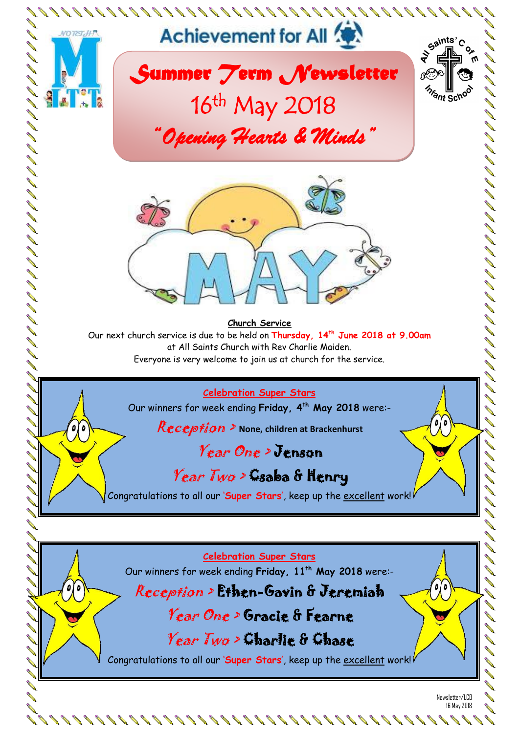Achievement for All

# Summer Term Newsletter

16th May 2018

## "Opening Hearts & Minds"

MAY

### Church Service

Our next church service is due to be held on **Thursday, 14th June 2018 at 9.00am** at All Saints Church with Rev Charlie Maiden.

Everyone is very welcome to join us at church for the service.

### Celebration Super Stars

Our winners for week ending **Friday, 4th May 2018** were:-

*Reception* > **None, children at Brackenhurst**

*Year One* > **Jenson**

*Year Two* > **Csaba & Henry**

Congratulations to all our '**Super Stars**', keep up the excellent work!

### Celebration Super Stars

Our winners for week ending **Friday, 11th May 2018** were:-

*Reception* > **Ethen-Gavin & Jeremiah**

*Year One* > **Gracie & Fearne**

*Year Two* > **Charlie & Chase**

Congratulations to all our '**Super Stars**', keep up the excellent work!

Newsletter/LCB
16 May 2018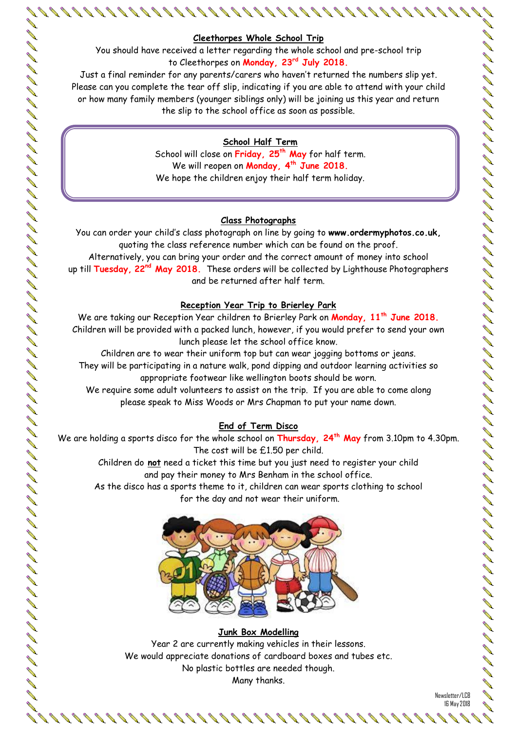## Cleethorpes Whole School Trip

You should have received a letter regarding the whole school and pre-school trip to Cleethorpes on **Monday, 23rd July 2018.**

Just a final reminder for any parents/carers who haven't returned the numbers slip yet. Please can you complete the tear off slip, indicating if you are able to attend with your child or how many family members (younger siblings only) will be joining us this year and return the slip to the school office as soon as possible.

## School Half Term

School will close on **Friday, 25th May** for half term.
We will reopen on **Monday, 4th June 2018.**
We hope the children enjoy their half term holiday.

## Class Photographs

You can order your child's class photograph on line by going to **www.ordermyphotos.co.uk,** quoting the class reference number which can be found on the proof.
Alternatively, you can bring your order and the correct amount of money into school up till **Tuesday, 22nd May 2018.** These orders will be collected by Lighthouse Photographers and be returned after half term.

## Reception Year Trip to Brierley Park

We are taking our Reception Year children to Brierley Park on **Monday, 11th June 2018.** Children will be provided with a packed lunch, however, if you would prefer to send your own lunch please let the school office know.
Children are to wear their uniform top but can wear jogging bottoms or jeans.
They will be participating in a nature walk, pond dipping and outdoor learning activities so appropriate footwear like wellington boots should be worn.
We require some adult volunteers to assist on the trip. If you are able to come along please speak to Miss Woods or Mrs Chapman to put your name down.

## End of Term Disco

We are holding a sports disco for the whole school on **Thursday, 24th May** from 3.10pm to 4.30pm.
The cost will be £1.50 per child.
Children do **not** need a ticket this time but you just need to register your child and pay their money to Mrs Benham in the school office.
As the disco has a sports theme to it, children can wear sports clothing to school for the day and not wear their uniform.

## Junk Box Modelling

Year 2 are currently making vehicles in their lessons.
We would appreciate donations of cardboard boxes and tubes etc.
No plastic bottles are needed though.
Many thanks.

Newsletter/LCB
16 May 2018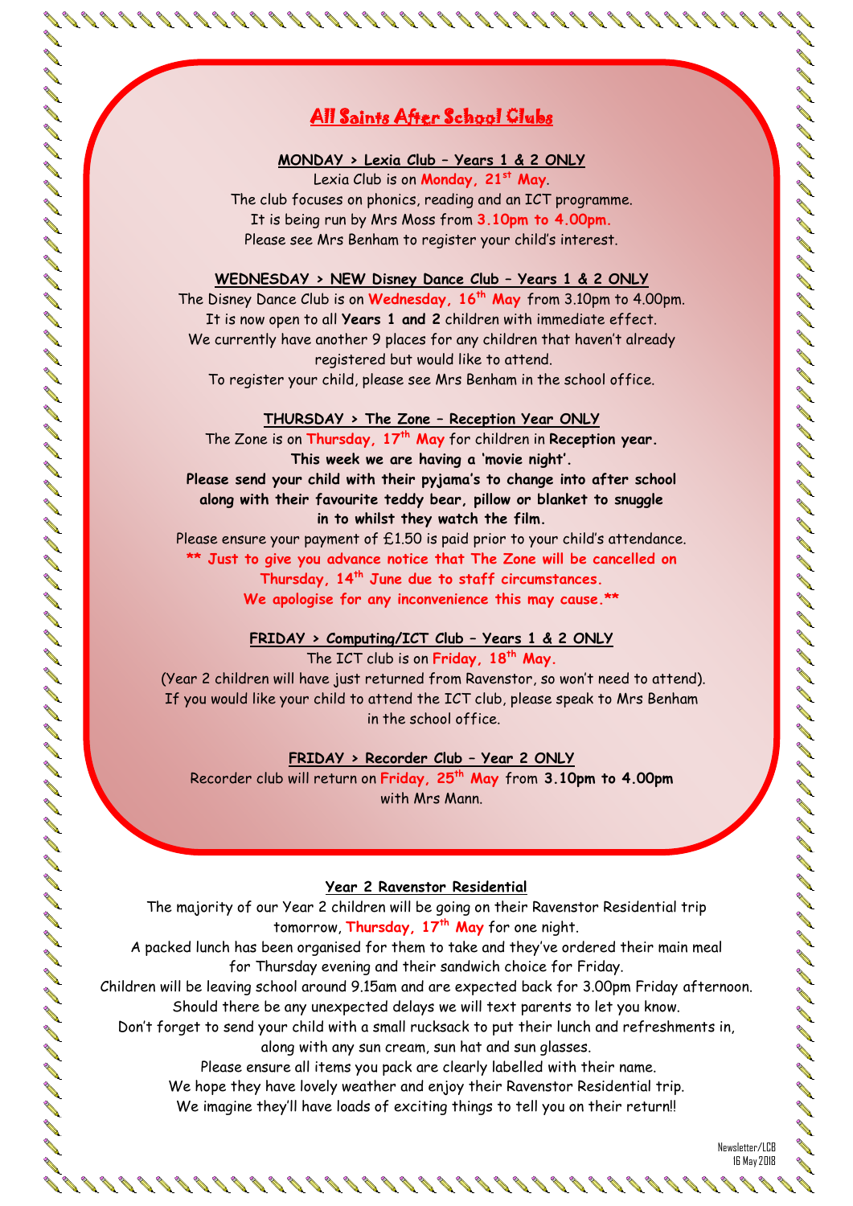# All Saints After School Clubs

**MONDAY > Lexia Club – Years 1 & 2 ONLY**

Lexia Club is on **Monday, 21st May**.
The club focuses on phonics, reading and an ICT programme.
It is being run by Mrs Moss from **3.10pm to 4.00pm.**
Please see Mrs Benham to register your child's interest.

**WEDNESDAY > NEW Disney Dance Club – Years 1 & 2 ONLY**

The Disney Dance Club is on **Wednesday, 16th May** from 3.10pm to 4.00pm.
It is now open to all **Years 1 and 2** children with immediate effect.
We currently have another 9 places for any children that haven't already registered but would like to attend.
To register your child, please see Mrs Benham in the school office.

**THURSDAY > The Zone – Reception Year ONLY**

The Zone is on **Thursday, 17th May** for children in **Reception year.**
**This week we are having a 'movie night'.**
**Please send your child with their pyjama's to change into after school along with their favourite teddy bear, pillow or blanket to snuggle in to whilst they watch the film.**
Please ensure your payment of £1.50 is paid prior to your child's attendance.
**\*\* Just to give you advance notice that The Zone will be cancelled on Thursday, 14th June due to staff circumstances.**
**We apologise for any inconvenience this may cause.\*\***

**FRIDAY > Computing/ICT Club – Years 1 & 2 ONLY**

The ICT club is on **Friday, 18th May.**
(Year 2 children will have just returned from Ravenstor, so won't need to attend).
If you would like your child to attend the ICT club, please speak to Mrs Benham in the school office.

**FRIDAY > Recorder Club – Year 2 ONLY**

Recorder club will return on **Friday, 25th May** from **3.10pm to 4.00pm** with Mrs Mann.

**Year 2 Ravenstor Residential**

The majority of our Year 2 children will be going on their Ravenstor Residential trip tomorrow, **Thursday, 17th May** for one night.
A packed lunch has been organised for them to take and they've ordered their main meal for Thursday evening and their sandwich choice for Friday.
Children will be leaving school around 9.15am and are expected back for 3.00pm Friday afternoon.
Should there be any unexpected delays we will text parents to let you know.
Don't forget to send your child with a small rucksack to put their lunch and refreshments in, along with any sun cream, sun hat and sun glasses.
Please ensure all items you pack are clearly labelled with their name.
We hope they have lovely weather and enjoy their Ravenstor Residential trip.
We imagine they'll have loads of exciting things to tell you on their return!!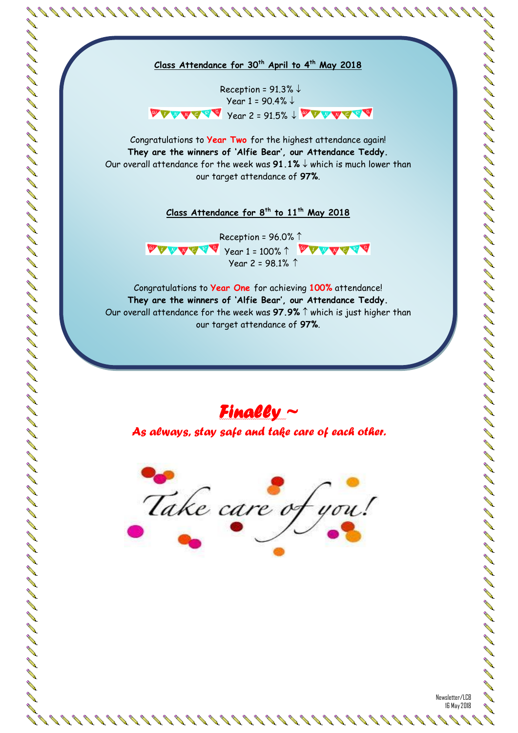**Class Attendance for 30th April to 4th May 2018**

Reception = 91.3% ↓
Year 1 = 90.4% ↓
Year 2 = 91.5% ↓

Congratulations to **Year Two** for the highest attendance again!
**They are the winners of 'Alfie Bear', our Attendance Teddy.**
Our overall attendance for the week was **91.1%** ↓ which is much lower than our target attendance of **97%**.

**Class Attendance for 8th to 11th May 2018**

Reception = 96.0% ↑
Year 1 = 100% ↑
Year 2 = 98.1% ↑

Congratulations to **Year One** for achieving **100%** attendance!
**They are the winners of 'Alfie Bear', our Attendance Teddy.**
Our overall attendance for the week was **97.9%** ↑ which is just higher than our target attendance of **97%**.

## *Finally ~*

*As always, stay safe and take care of each other.*

Take care of you!

Newsletter/LCB
16 May 2018